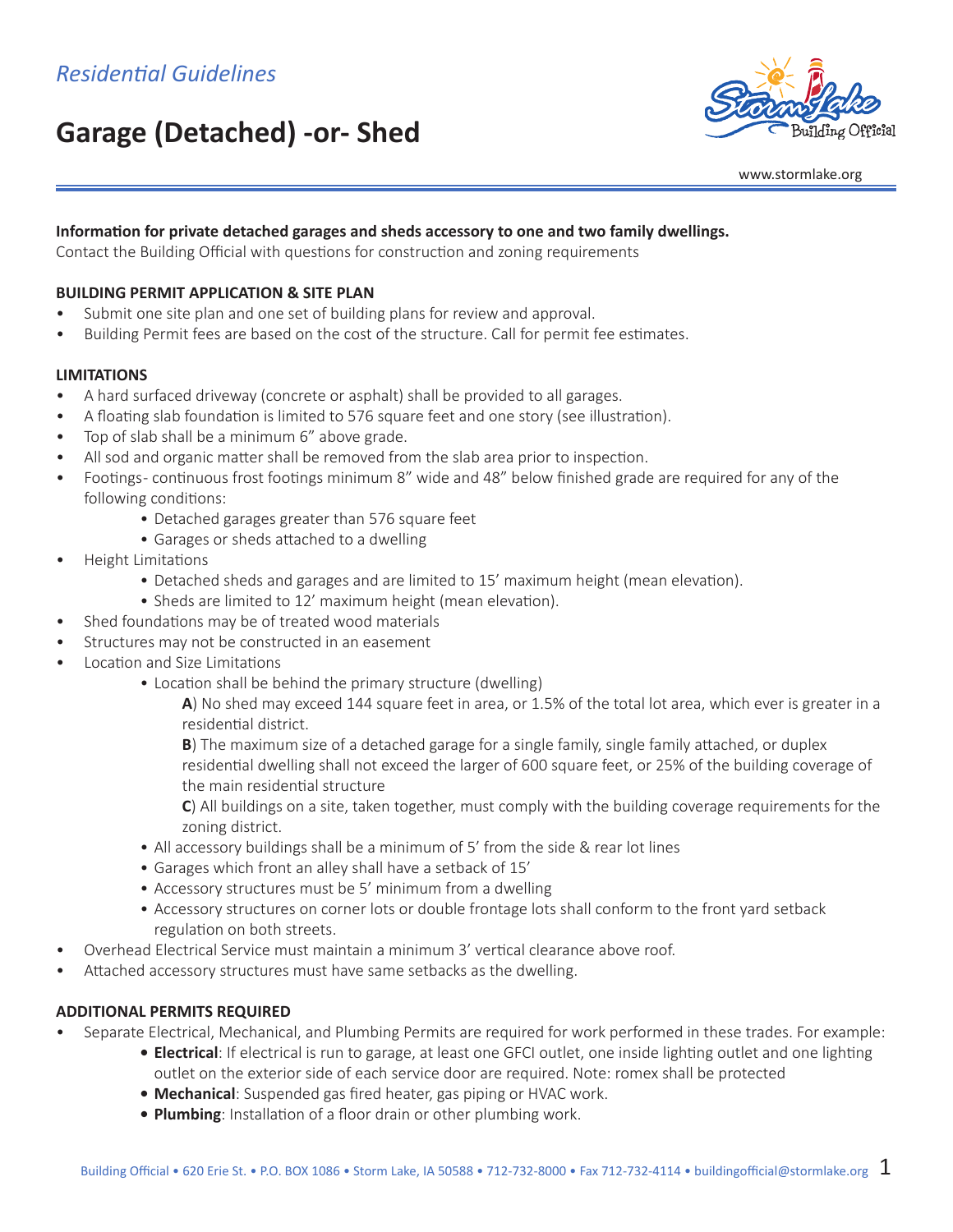*Residential Guidelines*

# Garage (Detached) -or- Shed

www.stormlake.org

**Information for private detached garages and sheds accessory to one and two family dwellings.**
Contact the Building Official with questions for construction and zoning requirements

**BUILDING PERMIT APPLICATION & SITE PLAN**

- Submit one site plan and one set of building plans for review and approval.
- Building Permit fees are based on the cost of the structure. Call for permit fee estimates.

**LIMITATIONS**

- A hard surfaced driveway (concrete or asphalt) shall be provided to all garages.
- A floating slab foundation is limited to 576 square feet and one story (see illustration).
- Top of slab shall be a minimum 6" above grade.
- All sod and organic matter shall be removed from the slab area prior to inspection.
- Footings- continuous frost footings minimum 8" wide and 48" below finished grade are required for any of the following conditions:
  - Detached garages greater than 576 square feet
  - Garages or sheds attached to a dwelling
- Height Limitations
  - Detached sheds and garages and are limited to 15' maximum height (mean elevation).
  - Sheds are limited to 12' maximum height (mean elevation).
- Shed foundations may be of treated wood materials
- Structures may not be constructed in an easement
- Location and Size Limitations
  - Location shall be behind the primary structure (dwelling)
    
    **A**) No shed may exceed 144 square feet in area, or 1.5% of the total lot area, which ever is greater in a residential district.
    
    **B**) The maximum size of a detached garage for a single family, single family attached, or duplex residential dwelling shall not exceed the larger of 600 square feet, or 25% of the building coverage of the main residential structure
    
    **C**) All buildings on a site, taken together, must comply with the building coverage requirements for the zoning district.
  - All accessory buildings shall be a minimum of 5' from the side & rear lot lines
  - Garages which front an alley shall have a setback of 15'
  - Accessory structures must be 5' minimum from a dwelling
  - Accessory structures on corner lots or double frontage lots shall conform to the front yard setback regulation on both streets.
- Overhead Electrical Service must maintain a minimum 3' vertical clearance above roof.
- Attached accessory structures must have same setbacks as the dwelling.

**ADDITIONAL PERMITS REQUIRED**

- Separate Electrical, Mechanical, and Plumbing Permits are required for work performed in these trades. For example:
  - **Electrical**: If electrical is run to garage, at least one GFCI outlet, one inside lighting outlet and one lighting outlet on the exterior side of each service door are required. Note: romex shall be protected
  - **Mechanical**: Suspended gas fired heater, gas piping or HVAC work.
  - **Plumbing**: Installation of a floor drain or other plumbing work.

Building Official • 620 Erie St. • P.O. BOX 1086 • Storm Lake, IA 50588 • 712-732-8000 • Fax 712-732-4114 • buildingofficial@stormlake.org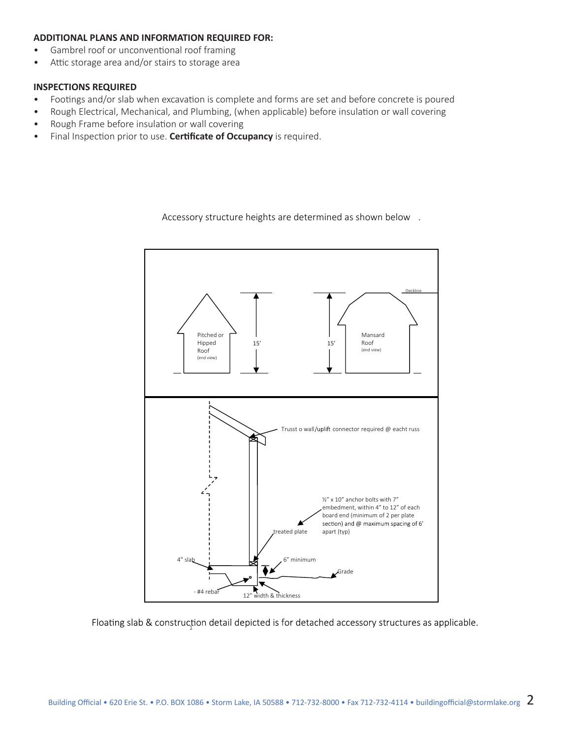**ADDITIONAL PLANS AND INFORMATION REQUIRED FOR:**

- Gambrel roof or unconventional roof framing
- Attic storage area and/or stairs to storage area

**INSPECTIONS REQUIRED**

- Footings and/or slab when excavation is complete and forms are set and before concrete is poured
- Rough Electrical, Mechanical, and Plumbing, (when applicable) before insulation or wall covering
- Rough Frame before insulation or wall covering
- Final Inspection prior to use. **Certificate of Occupancy** is required.

Accessory structure heights are determined as shown below .

Pitched or Hipped Roof (end view)

15'

15'

Mansard Roof (end view)

Deckline

Trusst o wall/uplift connector required @ eacht russ

½" x 10" anchor bolts with 7" embedment, within 4" to 12" of each board end (minimum of 2 per plate section) and @ maximum spacing of 6' apart (typ)

treated plate

4" slab

6" minimum

Grade

- #4 rebar

12" width & thickness

Floating slab & construction detail depicted is for detached accessory structures as applicable.